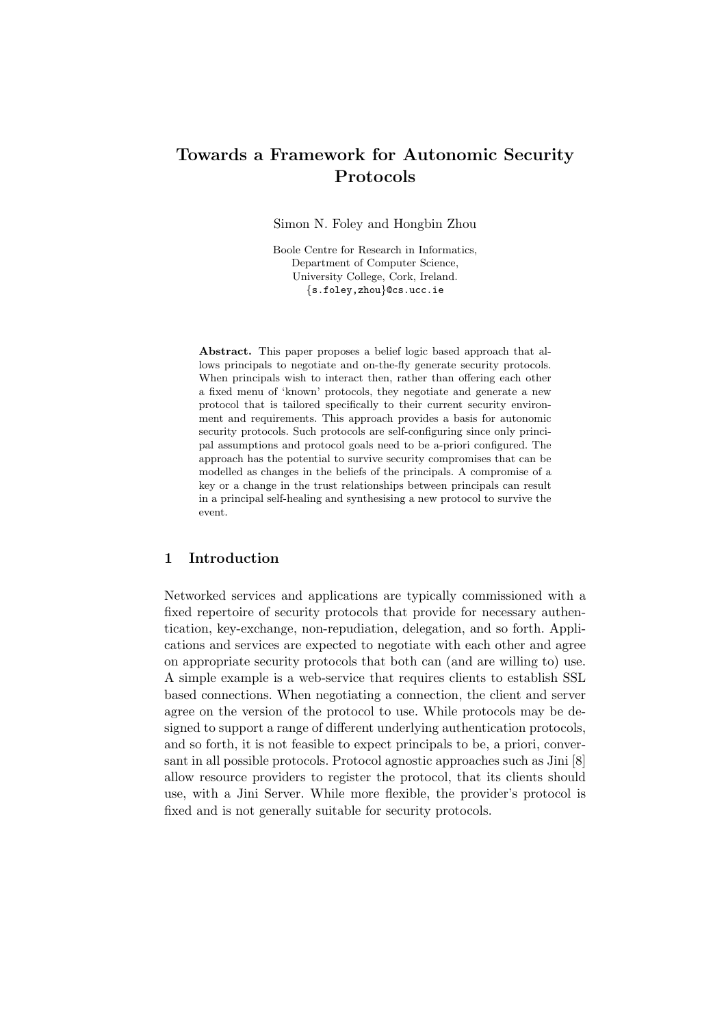# Towards a Framework for Autonomic Security Protocols

Simon N. Foley and Hongbin Zhou

Boole Centre for Research in Informatics,
Department of Computer Science,
University College, Cork, Ireland.
{s.foley,zhou}@cs.ucc.ie

**Abstract.** This paper proposes a belief logic based approach that allows principals to negotiate and on-the-fly generate security protocols. When principals wish to interact then, rather than offering each other a fixed menu of 'known' protocols, they negotiate and generate a new protocol that is tailored specifically to their current security environment and requirements. This approach provides a basis for autonomic security protocols. Such protocols are self-configuring since only principal assumptions and protocol goals need to be a-priori configured. The approach has the potential to survive security compromises that can be modelled as changes in the beliefs of the principals. A compromise of a key or a change in the trust relationships between principals can result in a principal self-healing and synthesising a new protocol to survive the event.

## 1 Introduction

Networked services and applications are typically commissioned with a fixed repertoire of security protocols that provide for necessary authentication, key-exchange, non-repudiation, delegation, and so forth. Applications and services are expected to negotiate with each other and agree on appropriate security protocols that both can (and are willing to) use. A simple example is a web-service that requires clients to establish SSL based connections. When negotiating a connection, the client and server agree on the version of the protocol to use. While protocols may be designed to support a range of different underlying authentication protocols, and so forth, it is not feasible to expect principals to be, a priori, conversant in all possible protocols. Protocol agnostic approaches such as Jini [8] allow resource providers to register the protocol, that its clients should use, with a Jini Server. While more flexible, the provider's protocol is fixed and is not generally suitable for security protocols.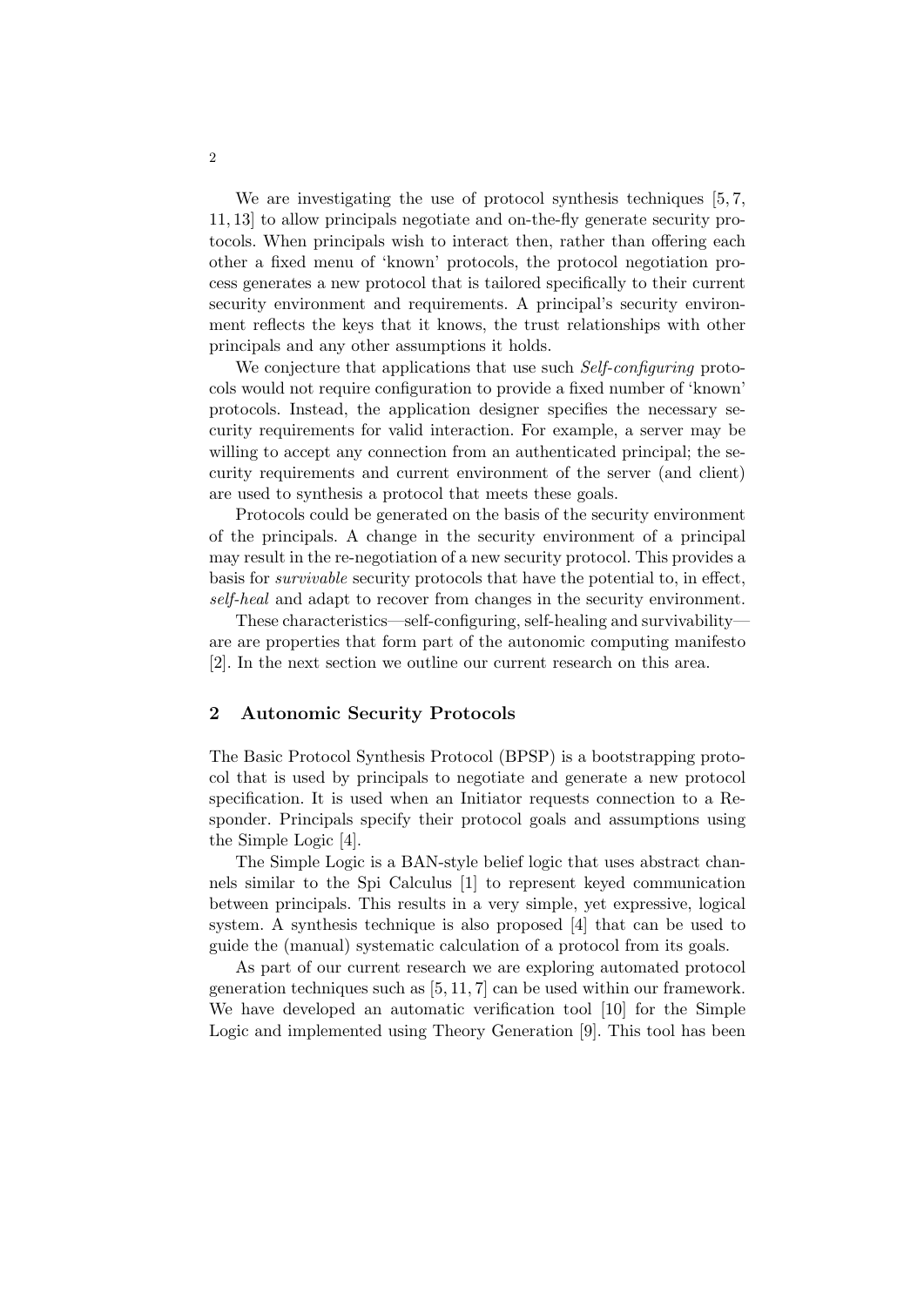We are investigating the use of protocol synthesis techniques [5, 7, 11, 13] to allow principals negotiate and on-the-fly generate security protocols. When principals wish to interact then, rather than offering each other a fixed menu of 'known' protocols, the protocol negotiation process generates a new protocol that is tailored specifically to their current security environment and requirements. A principal's security environment reflects the keys that it knows, the trust relationships with other principals and any other assumptions it holds.

We conjecture that applications that use such *Self-configuring* protocols would not require configuration to provide a fixed number of 'known' protocols. Instead, the application designer specifies the necessary security requirements for valid interaction. For example, a server may be willing to accept any connection from an authenticated principal; the security requirements and current environment of the server (and client) are used to synthesis a protocol that meets these goals.

Protocols could be generated on the basis of the security environment of the principals. A change in the security environment of a principal may result in the re-negotiation of a new security protocol. This provides a basis for *survivable* security protocols that have the potential to, in effect, *self-heal* and adapt to recover from changes in the security environment.

These characteristics—self-configuring, self-healing and survivability—are are properties that form part of the autonomic computing manifesto [2]. In the next section we outline our current research on this area.

## 2 Autonomic Security Protocols

The Basic Protocol Synthesis Protocol (BPSP) is a bootstrapping protocol that is used by principals to negotiate and generate a new protocol specification. It is used when an Initiator requests connection to a Responder. Principals specify their protocol goals and assumptions using the Simple Logic [4].

The Simple Logic is a BAN-style belief logic that uses abstract channels similar to the Spi Calculus [1] to represent keyed communication between principals. This results in a very simple, yet expressive, logical system. A synthesis technique is also proposed [4] that can be used to guide the (manual) systematic calculation of a protocol from its goals.

As part of our current research we are exploring automated protocol generation techniques such as [5, 11, 7] can be used within our framework. We have developed an automatic verification tool [10] for the Simple Logic and implemented using Theory Generation [9]. This tool has been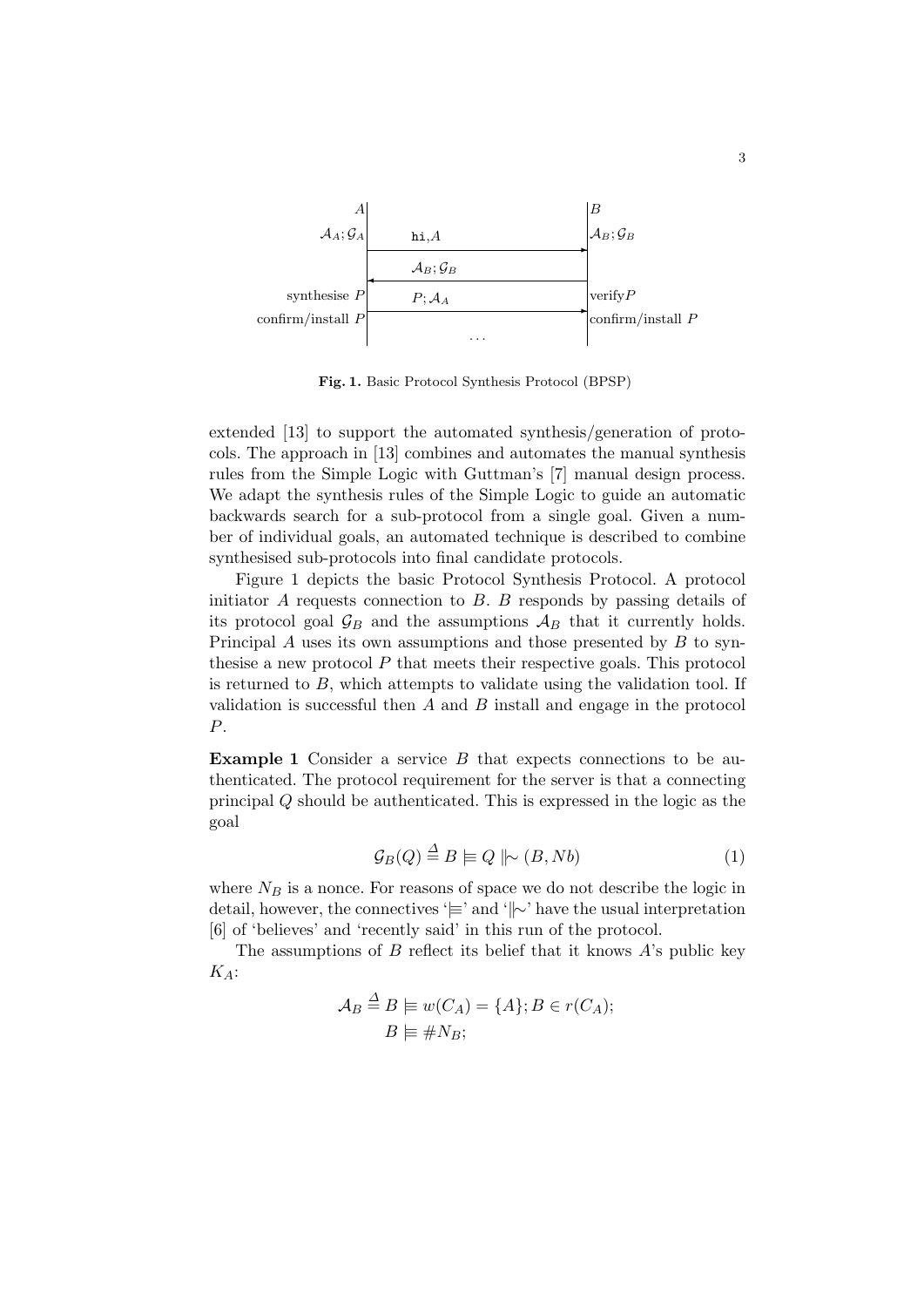| $A$ | | $B$ |
|---|---|---|
| $\mathcal{A}_A; \mathcal{G}_A$ | `hi`, $A$ → | $\mathcal{A}_B; \mathcal{G}_B$ |
| | ← $\mathcal{A}_B; \mathcal{G}_B$ | |
| synthesise $P$ | $P; \mathcal{A}_A$ → | verify $P$ |
| confirm/install $P$ | ... | confirm/install $P$ |

**Fig. 1.** Basic Protocol Synthesis Protocol (BPSP)

extended [13] to support the automated synthesis/generation of protocols. The approach in [13] combines and automates the manual synthesis rules from the Simple Logic with Guttman's [7] manual design process. We adapt the synthesis rules of the Simple Logic to guide an automatic backwards search for a sub-protocol from a single goal. Given a number of individual goals, an automated technique is described to combine synthesised sub-protocols into final candidate protocols.

Figure 1 depicts the basic Protocol Synthesis Protocol. A protocol initiator $A$ requests connection to $B$. $B$ responds by passing details of its protocol goal $\mathcal{G}_B$ and the assumptions $\mathcal{A}_B$ that it currently holds. Principal $A$ uses its own assumptions and those presented by $B$ to synthesise a new protocol $P$ that meets their respective goals. This protocol is returned to $B$, which attempts to validate using the validation tool. If validation is successful then $A$ and $B$ install and engage in the protocol $P$.

**Example 1** Consider a service $B$ that expects connections to be authenticated. The protocol requirement for the server is that a connecting principal $Q$ should be authenticated. This is expressed in the logic as the goal

$$\mathcal{G}_B(Q) \stackrel{\Delta}{=} B \models Q \mid\!\sim (B, Nb) \tag{1}$$

where $N_B$ is a nonce. For reasons of space we do not describe the logic in detail, however, the connectives '$\models$' and '$\mid\!\sim$' have the usual interpretation [6] of 'believes' and 'recently said' in this run of the protocol.

The assumptions of $B$ reflect its belief that it knows $A$'s public key $K_A$:

$$\mathcal{A}_B \stackrel{\Delta}{=} B \models w(C_A) = \{A\}; B \in r(C_A);$$
$$B \models \#N_B;$$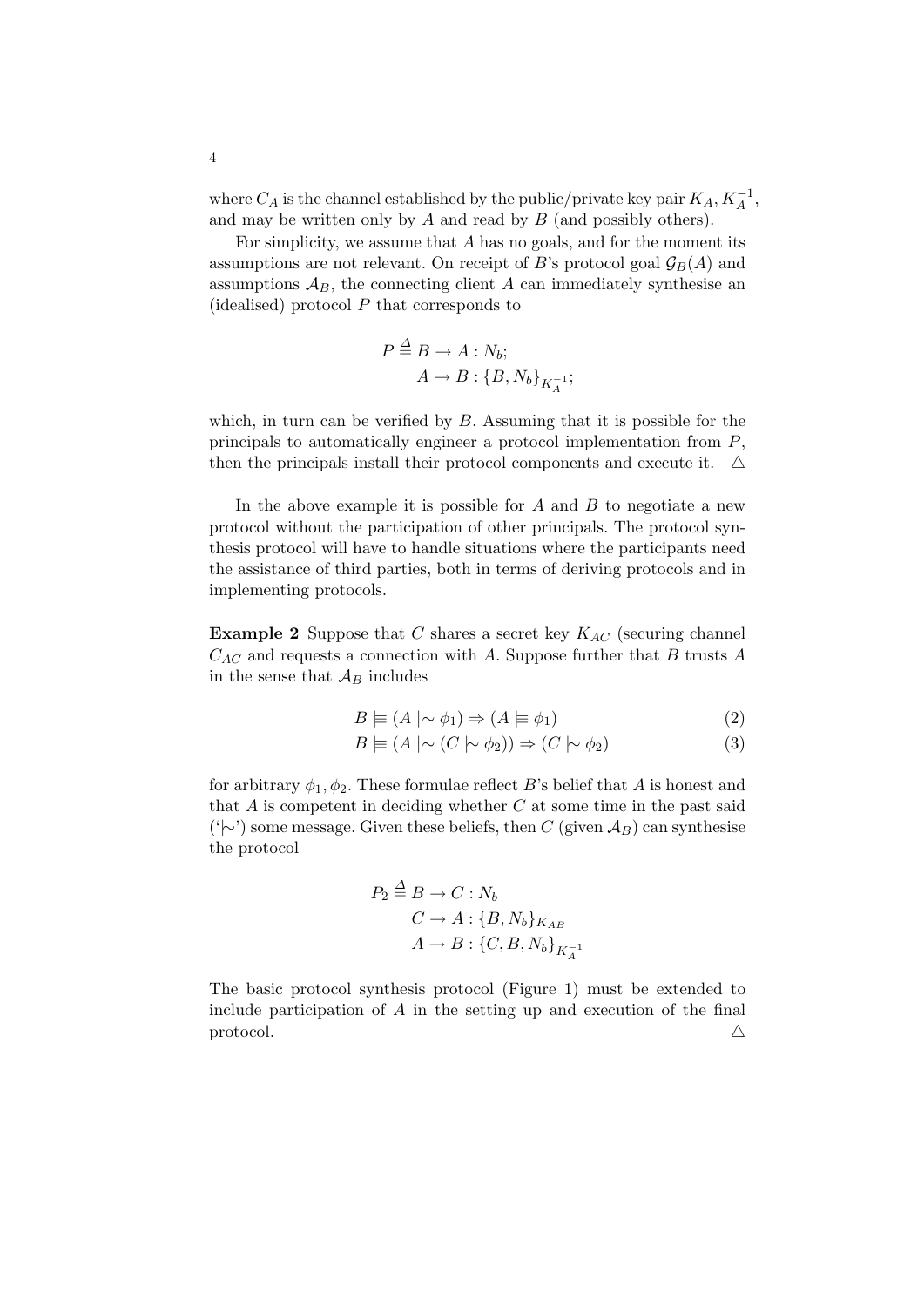where $C_A$ is the channel established by the public/private key pair $K_A, K_A^{-1}$, and may be written only by $A$ and read by $B$ (and possibly others).

For simplicity, we assume that $A$ has no goals, and for the moment its assumptions are not relevant. On receipt of $B$'s protocol goal $\mathcal{G}_B(A)$ and assumptions $\mathcal{A}_B$, the connecting client $A$ can immediately synthesise an (idealised) protocol $P$ that corresponds to

$$
\begin{aligned}
P \stackrel{\Delta}{=} & \; B \rightarrow A : N_b; \\
& \; A \rightarrow B : \{B, N_b\}_{K_A^{-1}};
\end{aligned}
$$

which, in turn can be verified by $B$. Assuming that it is possible for the principals to automatically engineer a protocol implementation from $P$, then the principals install their protocol components and execute it. $\triangle$

In the above example it is possible for $A$ and $B$ to negotiate a new protocol without the participation of other principals. The protocol synthesis protocol will have to handle situations where the participants need the assistance of third parties, both in terms of deriving protocols and in implementing protocols.

**Example 2** Suppose that $C$ shares a secret key $K_{AC}$ (securing channel $C_{AC}$ and requests a connection with $A$. Suppose further that $B$ trusts $A$ in the sense that $\mathcal{A}_B$ includes

$$
B \models (A \mid\!\mid\!\sim \phi_1) \Rightarrow (A \models \phi_1) \tag{2}
$$

$$
B \models (A \mid\!\mid\!\sim (C \mid\!\sim \phi_2)) \Rightarrow (C \mid\!\sim \phi_2) \tag{3}
$$

for arbitrary $\phi_1, \phi_2$. These formulae reflect $B$'s belief that $A$ is honest and that $A$ is competent in deciding whether $C$ at some time in the past said ('$\mid\!\sim$') some message. Given these beliefs, then $C$ (given $\mathcal{A}_B$) can synthesise the protocol

$$
\begin{aligned}
P_2 \stackrel{\Delta}{=} & \; B \rightarrow C : N_b \\
& \; C \rightarrow A : \{B, N_b\}_{K_{AB}} \\
& \; A \rightarrow B : \{C, B, N_b\}_{K_A^{-1}}
\end{aligned}
$$

The basic protocol synthesis protocol (Figure 1) must be extended to include participation of $A$ in the setting up and execution of the final protocol. $\triangle$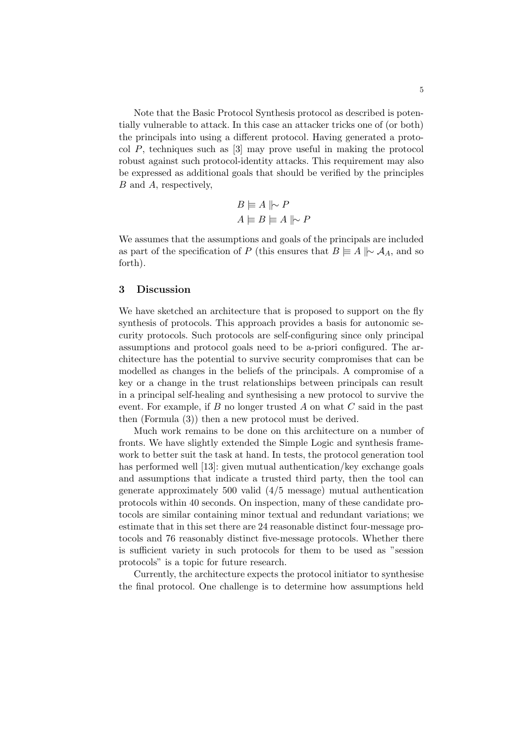Note that the Basic Protocol Synthesis protocol as described is potentially vulnerable to attack. In this case an attacker tricks one of (or both) the principals into using a different protocol. Having generated a protocol $P$, techniques such as [3] may prove useful in making the protocol robust against such protocol-identity attacks. This requirement may also be expressed as additional goals that should be verified by the principles $B$ and $A$, respectively,

$$B \models A \mid\sim P$$
$$A \models B \models A \mid\sim P$$

We assumes that the assumptions and goals of the principals are included as part of the specification of $P$ (this ensures that $B \models A \mid\sim \mathcal{A}_A$, and so forth).

## 3 Discussion

We have sketched an architecture that is proposed to support on the fly synthesis of protocols. This approach provides a basis for autonomic security protocols. Such protocols are self-configuring since only principal assumptions and protocol goals need to be a-priori configured. The architecture has the potential to survive security compromises that can be modelled as changes in the beliefs of the principals. A compromise of a key or a change in the trust relationships between principals can result in a principal self-healing and synthesising a new protocol to survive the event. For example, if $B$ no longer trusted $A$ on what $C$ said in the past then (Formula (3)) then a new protocol must be derived.

Much work remains to be done on this architecture on a number of fronts. We have slightly extended the Simple Logic and synthesis framework to better suit the task at hand. In tests, the protocol generation tool has performed well [13]: given mutual authentication/key exchange goals and assumptions that indicate a trusted third party, then the tool can generate approximately 500 valid (4/5 message) mutual authentication protocols within 40 seconds. On inspection, many of these candidate protocols are similar containing minor textual and redundant variations; we estimate that in this set there are 24 reasonable distinct four-message protocols and 76 reasonably distinct five-message protocols. Whether there is sufficient variety in such protocols for them to be used as "session protocols" is a topic for future research.

Currently, the architecture expects the protocol initiator to synthesise the final protocol. One challenge is to determine how assumptions held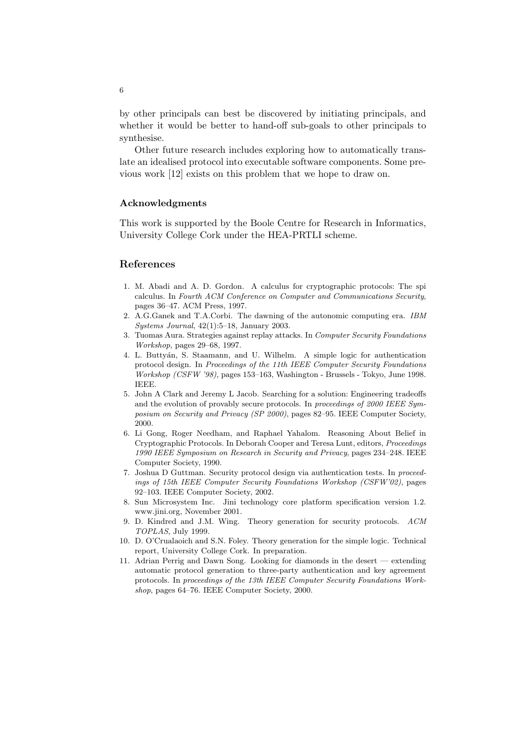by other principals can best be discovered by initiating principals, and whether it would be better to hand-off sub-goals to other principals to synthesise.

Other future research includes exploring how to automatically translate an idealised protocol into executable software components. Some previous work [12] exists on this problem that we hope to draw on.

### Acknowledgments

This work is supported by the Boole Centre for Research in Informatics, University College Cork under the HEA-PRTLI scheme.

## References

1. M. Abadi and A. D. Gordon. A calculus for cryptographic protocols: The spi calculus. In *Fourth ACM Conference on Computer and Communications Security*, pages 36–47. ACM Press, 1997.
2. A.G.Ganek and T.A.Corbi. The dawning of the autonomic computing era. *IBM Systems Journal*, 42(1):5–18, January 2003.
3. Tuomas Aura. Strategies against replay attacks. In *Computer Security Foundations Workshop*, pages 29–68, 1997.
4. L. Buttyán, S. Staamann, and U. Wilhelm. A simple logic for authentication protocol design. In *Proceedings of the 11th IEEE Computer Security Foundations Workshop (CSFW '98)*, pages 153–163, Washington - Brussels - Tokyo, June 1998. IEEE.
5. John A Clark and Jeremy L Jacob. Searching for a solution: Engineering tradeoffs and the evolution of provably secure protocols. In *proceedings of 2000 IEEE Symposium on Security and Privacy (SP 2000)*, pages 82–95. IEEE Computer Society, 2000.
6. Li Gong, Roger Needham, and Raphael Yahalom. Reasoning About Belief in Cryptographic Protocols. In Deborah Cooper and Teresa Lunt, editors, *Proceedings 1990 IEEE Symposium on Research in Security and Privacy*, pages 234–248. IEEE Computer Society, 1990.
7. Joshua D Guttman. Security protocol design via authentication tests. In *proceedings of 15th IEEE Computer Security Foundations Workshop (CSFW'02)*, pages 92–103. IEEE Computer Society, 2002.
8. Sun Microsystem Inc. Jini technology core platform specification version 1.2. www.jini.org, November 2001.
9. D. Kindred and J.M. Wing. Theory generation for security protocols. *ACM TOPLAS*, July 1999.
10. D. O'Crualaoich and S.N. Foley. Theory generation for the simple logic. Technical report, University College Cork. In preparation.
11. Adrian Perrig and Dawn Song. Looking for diamonds in the desert — extending automatic protocol generation to three-party authentication and key agreement protocols. In *proceedings of the 13th IEEE Computer Security Foundations Workshop*, pages 64–76. IEEE Computer Society, 2000.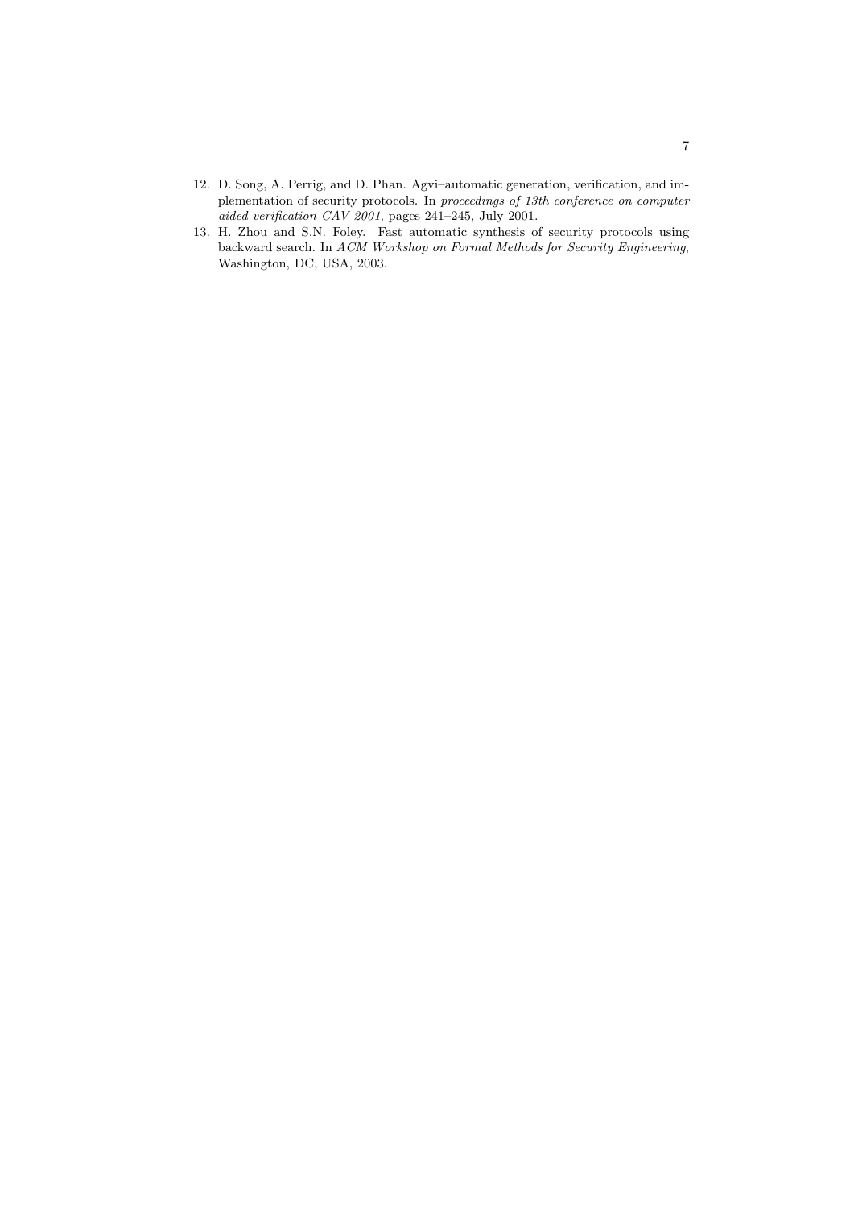12. D. Song, A. Perrig, and D. Phan. Agvi–automatic generation, verification, and implementation of security protocols. In *proceedings of 13th conference on computer aided verification CAV 2001*, pages 241–245, July 2001.
13. H. Zhou and S.N. Foley. Fast automatic synthesis of security protocols using backward search. In *ACM Workshop on Formal Methods for Security Engineering*, Washington, DC, USA, 2003.